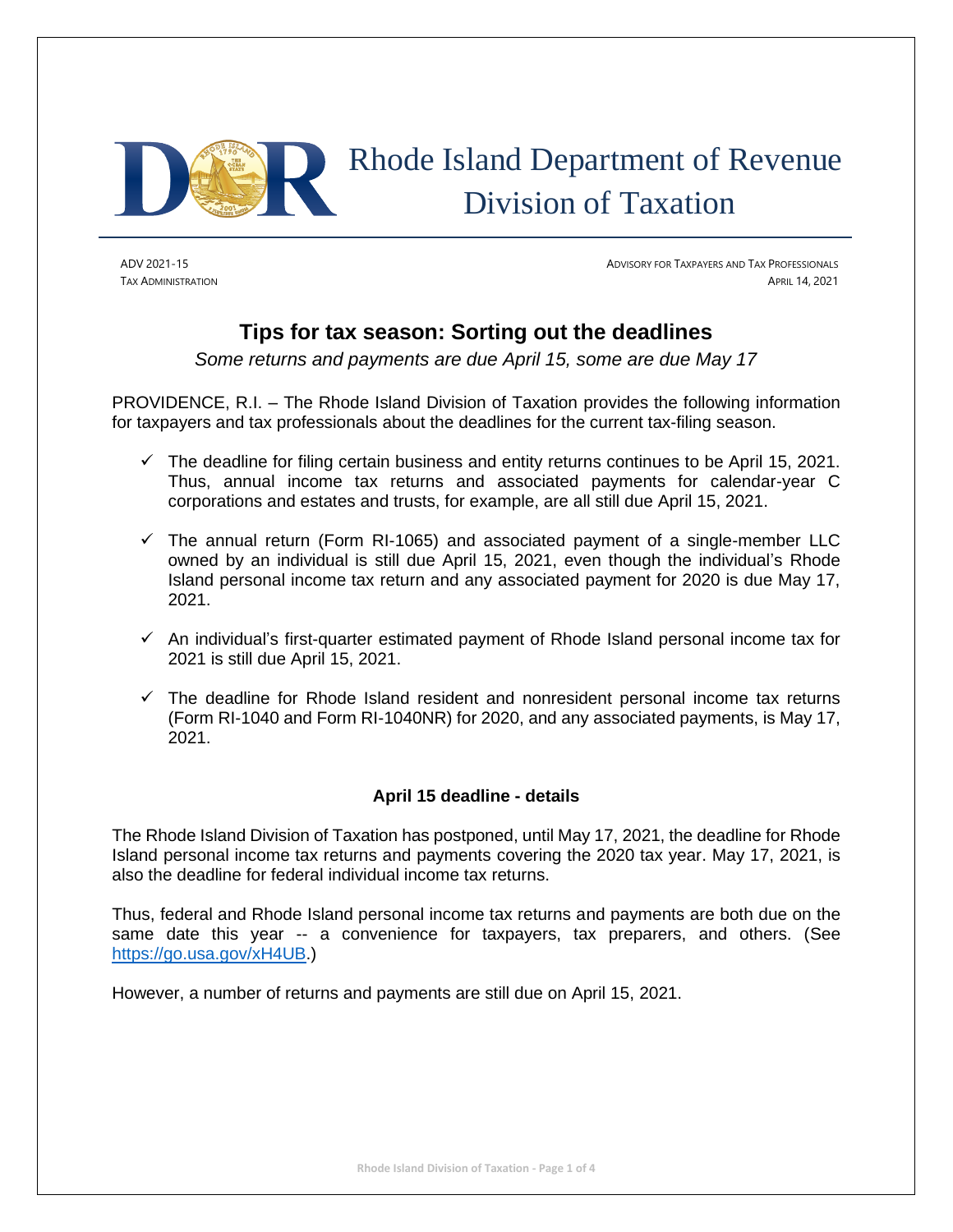# Rhode Island Department of Revenue
## Division of Taxation

ADV 2021-15
TAX ADMINISTRATION

ADVISORY FOR TAXPAYERS AND TAX PROFESSIONALS
APRIL 14, 2021

## Tips for tax season: Sorting out the deadlines

*Some returns and payments are due April 15, some are due May 17*

PROVIDENCE, R.I. – The Rhode Island Division of Taxation provides the following information for taxpayers and tax professionals about the deadlines for the current tax-filing season.

- ✓ The deadline for filing certain business and entity returns continues to be April 15, 2021. Thus, annual income tax returns and associated payments for calendar-year C corporations and estates and trusts, for example, are all still due April 15, 2021.
- ✓ The annual return (Form RI-1065) and associated payment of a single-member LLC owned by an individual is still due April 15, 2021, even though the individual's Rhode Island personal income tax return and any associated payment for 2020 is due May 17, 2021.
- ✓ An individual's first-quarter estimated payment of Rhode Island personal income tax for 2021 is still due April 15, 2021.
- ✓ The deadline for Rhode Island resident and nonresident personal income tax returns (Form RI-1040 and Form RI-1040NR) for 2020, and any associated payments, is May 17, 2021.

### April 15 deadline - details

The Rhode Island Division of Taxation has postponed, until May 17, 2021, the deadline for Rhode Island personal income tax returns and payments covering the 2020 tax year. May 17, 2021, is also the deadline for federal individual income tax returns.

Thus, federal and Rhode Island personal income tax returns and payments are both due on the same date this year -- a convenience for taxpayers, tax preparers, and others. (See https://go.usa.gov/xH4UB.)

However, a number of returns and payments are still due on April 15, 2021.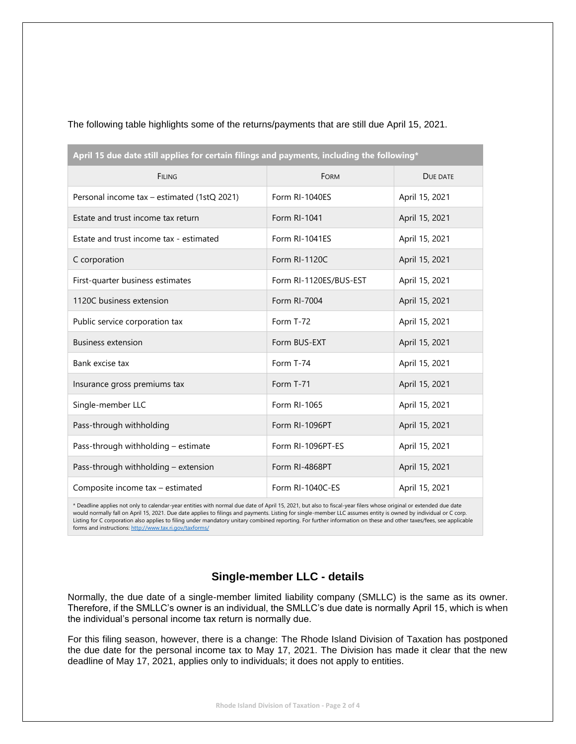The following table highlights some of the returns/payments that are still due April 15, 2021.

| April 15 due date still applies for certain filings and payments, including the following* | | |
|---|---|---|
| FILING | FORM | DUE DATE |
| Personal income tax – estimated (1stQ 2021) | Form RI-1040ES | April 15, 2021 |
| Estate and trust income tax return | Form RI-1041 | April 15, 2021 |
| Estate and trust income tax - estimated | Form RI-1041ES | April 15, 2021 |
| C corporation | Form RI-1120C | April 15, 2021 |
| First-quarter business estimates | Form RI-1120ES/BUS-EST | April 15, 2021 |
| 1120C business extension | Form RI-7004 | April 15, 2021 |
| Public service corporation tax | Form T-72 | April 15, 2021 |
| Business extension | Form BUS-EXT | April 15, 2021 |
| Bank excise tax | Form T-74 | April 15, 2021 |
| Insurance gross premiums tax | Form T-71 | April 15, 2021 |
| Single-member LLC | Form RI-1065 | April 15, 2021 |
| Pass-through withholding | Form RI-1096PT | April 15, 2021 |
| Pass-through withholding – estimate | Form RI-1096PT-ES | April 15, 2021 |
| Pass-through withholding – extension | Form RI-4868PT | April 15, 2021 |
| Composite income tax – estimated | Form RI-1040C-ES | April 15, 2021 |

\* Deadline applies not only to calendar-year entities with normal due date of April 15, 2021, but also to fiscal-year filers whose original or extended due date would normally fall on April 15, 2021. Due date applies to filings and payments. Listing for single-member LLC assumes entity is owned by individual or C corp. Listing for C corporation also applies to filing under mandatory unitary combined reporting. For further information on these and other taxes/fees, see applicable forms and instructions: http://www.tax.ri.gov/taxforms/

## Single-member LLC - details

Normally, the due date of a single-member limited liability company (SMLLC) is the same as its owner. Therefore, if the SMLLC's owner is an individual, the SMLLC's due date is normally April 15, which is when the individual's personal income tax return is normally due.

For this filing season, however, there is a change: The Rhode Island Division of Taxation has postponed the due date for the personal income tax to May 17, 2021. The Division has made it clear that the new deadline of May 17, 2021, applies only to individuals; it does not apply to entities.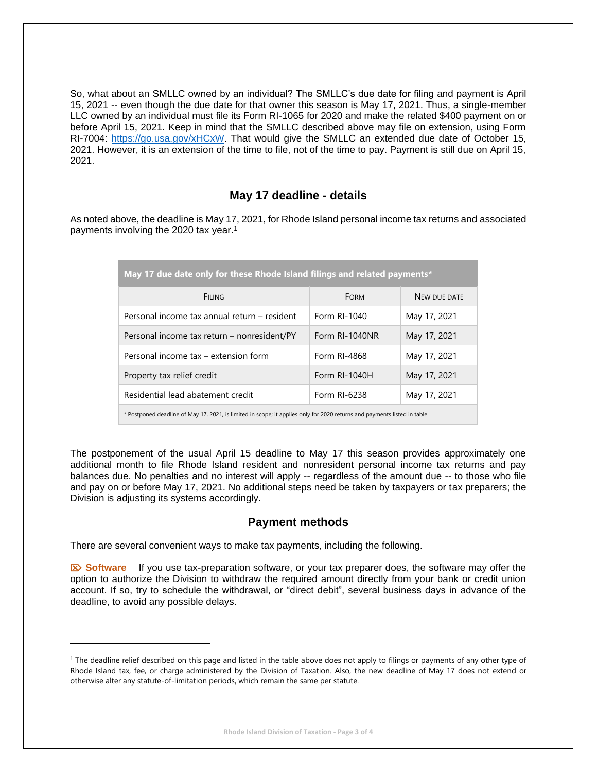So, what about an SMLLC owned by an individual? The SMLLC's due date for filing and payment is April 15, 2021 -- even though the due date for that owner this season is May 17, 2021. Thus, a single-member LLC owned by an individual must file its Form RI-1065 for 2020 and make the related $400 payment on or before April 15, 2021. Keep in mind that the SMLLC described above may file on extension, using Form RI-7004: https://go.usa.gov/xHCxW. That would give the SMLLC an extended due date of October 15, 2021. However, it is an extension of the time to file, not of the time to pay. Payment is still due on April 15, 2021.

## May 17 deadline - details

As noted above, the deadline is May 17, 2021, for Rhode Island personal income tax returns and associated payments involving the 2020 tax year.[1]

**May 17 due date only for these Rhode Island filings and related payments***

| Filing | Form | New due date |
|---|---|---|
| Personal income tax annual return – resident | Form RI-1040 | May 17, 2021 |
| Personal income tax return – nonresident/PY | Form RI-1040NR | May 17, 2021 |
| Personal income tax – extension form | Form RI-4868 | May 17, 2021 |
| Property tax relief credit | Form RI-1040H | May 17, 2021 |
| Residential lead abatement credit | Form RI-6238 | May 17, 2021 |

* Postponed deadline of May 17, 2021, is limited in scope; it applies only for 2020 returns and payments listed in table.

The postponement of the usual April 15 deadline to May 17 this season provides approximately one additional month to file Rhode Island resident and nonresident personal income tax returns and pay balances due. No penalties and no interest will apply -- regardless of the amount due -- to those who file and pay on or before May 17, 2021. No additional steps need be taken by taxpayers or tax preparers; the Division is adjusting its systems accordingly.

## Payment methods

There are several convenient ways to make tax payments, including the following.

**Software** If you use tax-preparation software, or your tax preparer does, the software may offer the option to authorize the Division to withdraw the required amount directly from your bank or credit union account. If so, try to schedule the withdrawal, or "direct debit", several business days in advance of the deadline, to avoid any possible delays.

---

[1] The deadline relief described on this page and listed in the table above does not apply to filings or payments of any other type of Rhode Island tax, fee, or charge administered by the Division of Taxation. Also, the new deadline of May 17 does not extend or otherwise alter any statute-of-limitation periods, which remain the same per statute.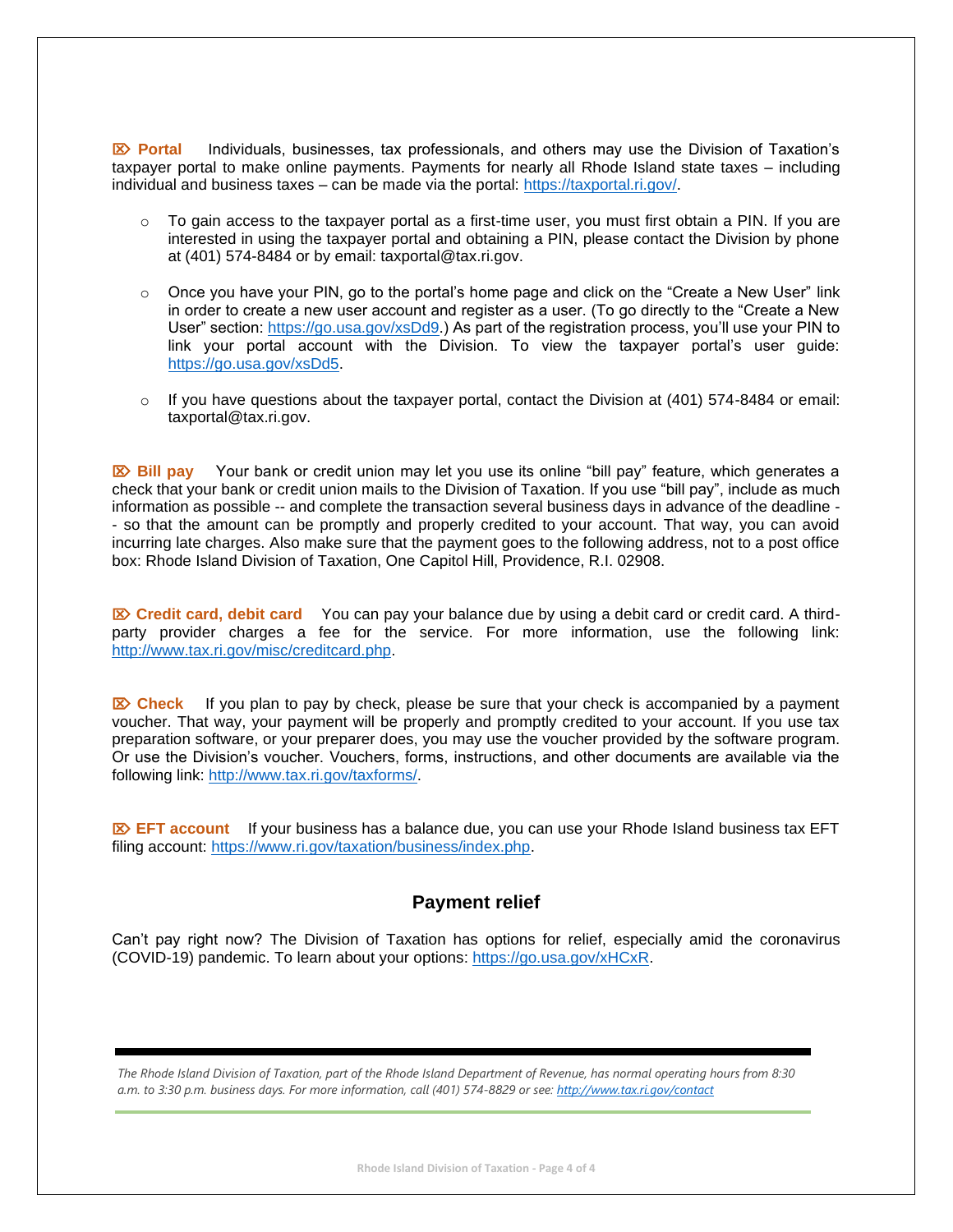⌦ **Portal** Individuals, businesses, tax professionals, and others may use the Division of Taxation's taxpayer portal to make online payments. Payments for nearly all Rhode Island state taxes – including individual and business taxes – can be made via the portal: https://taxportal.ri.gov/.

- To gain access to the taxpayer portal as a first-time user, you must first obtain a PIN. If you are interested in using the taxpayer portal and obtaining a PIN, please contact the Division by phone at (401) 574-8484 or by email: taxportal@tax.ri.gov.
- Once you have your PIN, go to the portal's home page and click on the "Create a New User" link in order to create a new user account and register as a user. (To go directly to the "Create a New User" section: https://go.usa.gov/xsDd9.) As part of the registration process, you'll use your PIN to link your portal account with the Division. To view the taxpayer portal's user guide: https://go.usa.gov/xsDd5.
- If you have questions about the taxpayer portal, contact the Division at (401) 574-8484 or email: taxportal@tax.ri.gov.

⌦ **Bill pay** Your bank or credit union may let you use its online "bill pay" feature, which generates a check that your bank or credit union mails to the Division of Taxation. If you use "bill pay", include as much information as possible -- and complete the transaction several business days in advance of the deadline -- so that the amount can be promptly and properly credited to your account. That way, you can avoid incurring late charges. Also make sure that the payment goes to the following address, not to a post office box: Rhode Island Division of Taxation, One Capitol Hill, Providence, R.I. 02908.

⌦ **Credit card, debit card** You can pay your balance due by using a debit card or credit card. A third-party provider charges a fee for the service. For more information, use the following link: http://www.tax.ri.gov/misc/creditcard.php.

⌦ **Check** If you plan to pay by check, please be sure that your check is accompanied by a payment voucher. That way, your payment will be properly and promptly credited to your account. If you use tax preparation software, or your preparer does, you may use the voucher provided by the software program. Or use the Division's voucher. Vouchers, forms, instructions, and other documents are available via the following link: http://www.tax.ri.gov/taxforms/.

⌦ **EFT account** If your business has a balance due, you can use your Rhode Island business tax EFT filing account: https://www.ri.gov/taxation/business/index.php.

## Payment relief

Can't pay right now? The Division of Taxation has options for relief, especially amid the coronavirus (COVID-19) pandemic. To learn about your options: https://go.usa.gov/xHCxR.

---

*The Rhode Island Division of Taxation, part of the Rhode Island Department of Revenue, has normal operating hours from 8:30 a.m. to 3:30 p.m. business days. For more information, call (401) 574-8829 or see: http://www.tax.ri.gov/contact*